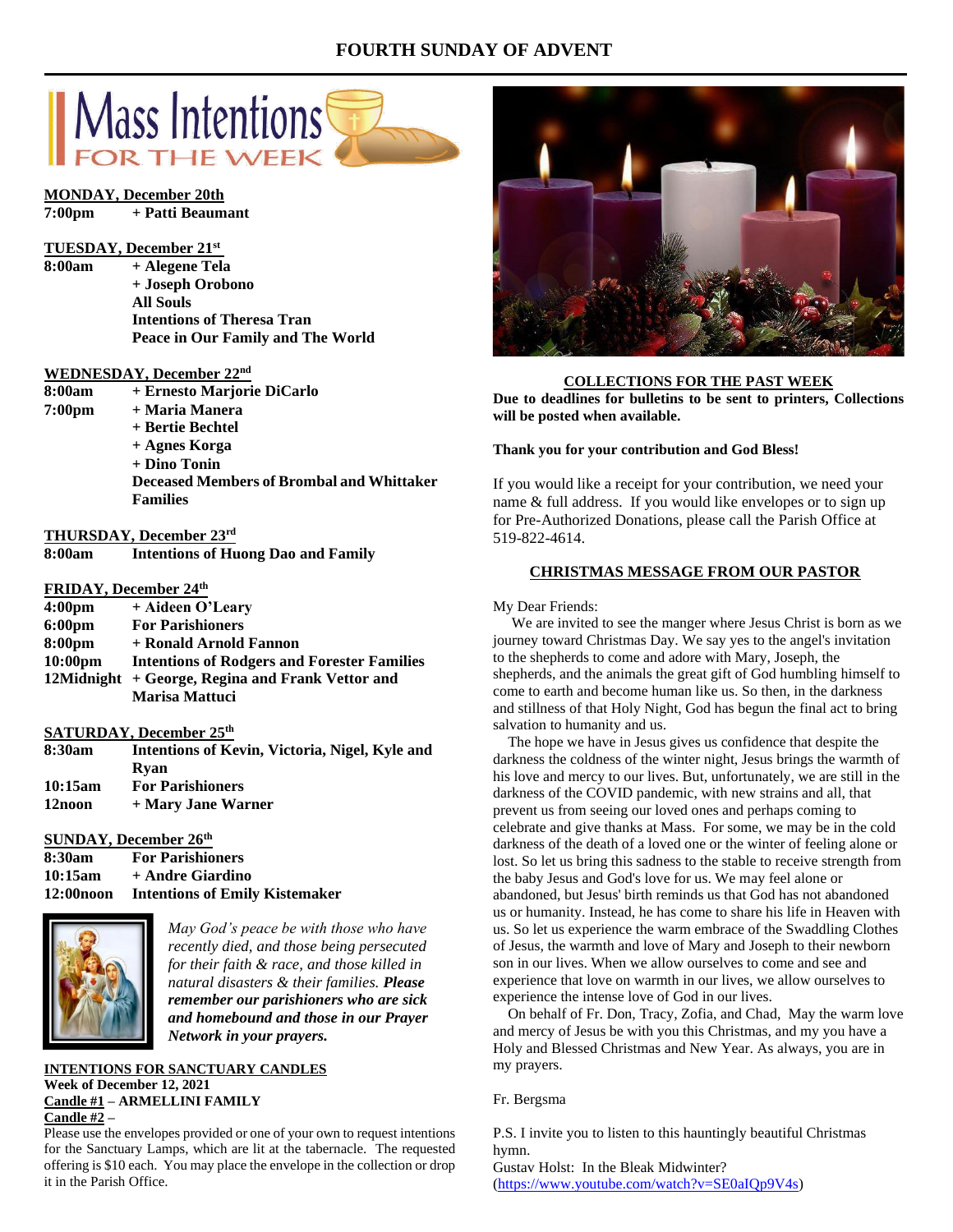# FOURTH SUNDAY OF ADVENT

## Mass Intentions FOR THE WEEK

**MONDAY, December 20th**

| | |
|---|---|
| **7:00pm** | **+ Patti Beaumant** |

**TUESDAY, December 21st**

| | |
|---|---|
| **8:00am** | **+ Alegene Tela** |
| | **+ Joseph Orobono** |
| | **All Souls** |
| | **Intentions of Theresa Tran** |
| | **Peace in Our Family and The World** |

**WEDNESDAY, December 22nd**

| | |
|---|---|
| **8:00am** | **+ Ernesto Marjorie DiCarlo** |
| **7:00pm** | **+ Maria Manera** |
| | **+ Bertie Bechtel** |
| | **+ Agnes Korga** |
| | **+ Dino Tonin** |
| | **Deceased Members of Brombal and Whittaker Families** |

**THURSDAY, December 23rd**

| | |
|---|---|
| **8:00am** | **Intentions of Huong Dao and Family** |

**FRIDAY, December 24th**

| | |
|---|---|
| **4:00pm** | **+ Aideen O'Leary** |
| **6:00pm** | **For Parishioners** |
| **8:00pm** | **+ Ronald Arnold Fannon** |
| **10:00pm** | **Intentions of Rodgers and Forester Families** |
| **12Midnight** | **+ George, Regina and Frank Vettor and Marisa Mattuci** |

**SATURDAY, December 25th**

| | |
|---|---|
| **8:30am** | **Intentions of Kevin, Victoria, Nigel, Kyle and Ryan** |
| **10:15am** | **For Parishioners** |
| **12noon** | **+ Mary Jane Warner** |

**SUNDAY, December 26th**

| | |
|---|---|
| **8:30am** | **For Parishioners** |
| **10:15am** | **+ Andre Giardino** |
| **12:00noon** | **Intentions of Emily Kistemaker** |

*May God's peace be with those who have recently died, and those being persecuted for their faith & race, and those killed in natural disasters & their families.* ***Please remember our parishioners who are sick and homebound and those in our Prayer Network in your prayers.***

**INTENTIONS FOR SANCTUARY CANDLES**
**Week of December 12, 2021**
**Candle #1 – ARMELLINI FAMILY**
**Candle #2 –**

Please use the envelopes provided or one of your own to request intentions for the Sanctuary Lamps, which are lit at the tabernacle. The requested offering is $10 each. You may place the envelope in the collection or drop it in the Parish Office.

**COLLECTIONS FOR THE PAST WEEK**

**Due to deadlines for bulletins to be sent to printers, Collections will be posted when available.**

**Thank you for your contribution and God Bless!**

If you would like a receipt for your contribution, we need your name & full address. If you would like envelopes or to sign up for Pre-Authorized Donations, please call the Parish Office at 519-822-4614.

**CHRISTMAS MESSAGE FROM OUR PASTOR**

My Dear Friends:

We are invited to see the manger where Jesus Christ is born as we journey toward Christmas Day. We say yes to the angel's invitation to the shepherds to come and adore with Mary, Joseph, the shepherds, and the animals the great gift of God humbling himself to come to earth and become human like us. So then, in the darkness and stillness of that Holy Night, God has begun the final act to bring salvation to humanity and us.

The hope we have in Jesus gives us confidence that despite the darkness the coldness of the winter night, Jesus brings the warmth of his love and mercy to our lives. But, unfortunately, we are still in the darkness of the COVID pandemic, with new strains and all, that prevent us from seeing our loved ones and perhaps coming to celebrate and give thanks at Mass. For some, we may be in the cold darkness of the death of a loved one or the winter of feeling alone or lost. So let us bring this sadness to the stable to receive strength from the baby Jesus and God's love for us. We may feel alone or abandoned, but Jesus' birth reminds us that God has not abandoned us or humanity. Instead, he has come to share his life in Heaven with us. So let us experience the warm embrace of the Swaddling Clothes of Jesus, the warmth and love of Mary and Joseph to their newborn son in our lives. When we allow ourselves to come and see and experience that love on warmth in our lives, we allow ourselves to experience the intense love of God in our lives.

On behalf of Fr. Don, Tracy, Zofia, and Chad, May the warm love and mercy of Jesus be with you this Christmas, and my you have a Holy and Blessed Christmas and New Year. As always, you are in my prayers.

Fr. Bergsma

P.S. I invite you to listen to this hauntingly beautiful Christmas hymn.
Gustav Holst: In the Bleak Midwinter?
(https://www.youtube.com/watch?v=SE0aIQp9V4s)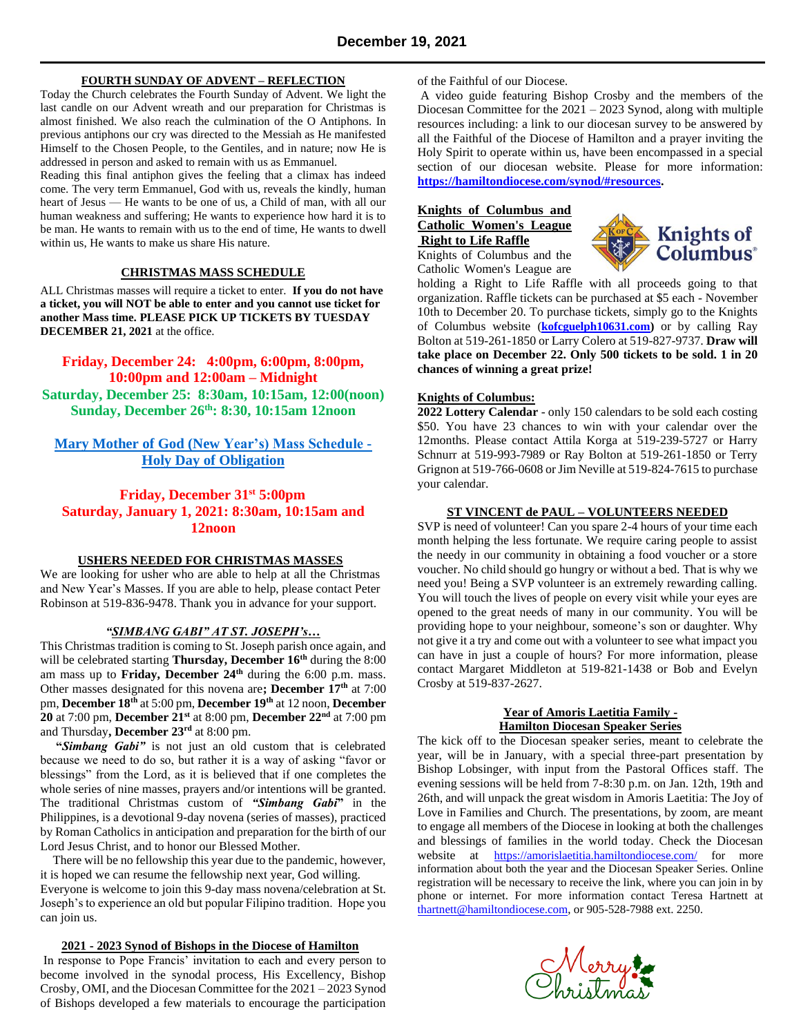# December 19, 2021

## FOURTH SUNDAY OF ADVENT – REFLECTION

Today the Church celebrates the Fourth Sunday of Advent. We light the last candle on our Advent wreath and our preparation for Christmas is almost finished. We also reach the culmination of the O Antiphons. In previous antiphons our cry was directed to the Messiah as He manifested Himself to the Chosen People, to the Gentiles, and in nature; now He is addressed in person and asked to remain with us as Emmanuel.

Reading this final antiphon gives the feeling that a climax has indeed come. The very term Emmanuel, God with us, reveals the kindly, human heart of Jesus — He wants to be one of us, a Child of man, with all our human weakness and suffering; He wants to experience how hard it is to be man. He wants to remain with us to the end of time, He wants to dwell within us, He wants to make us share His nature.

## CHRISTMAS MASS SCHEDULE

ALL Christmas masses will require a ticket to enter. **If you do not have a ticket, you will NOT be able to enter and you cannot use ticket for another Mass time. PLEASE PICK UP TICKETS BY TUESDAY DECEMBER 21, 2021** at the office.

**Friday, December 24: 4:00pm, 6:00pm, 8:00pm, 10:00pm and 12:00am – Midnight**

**Saturday, December 25: 8:30am, 10:15am, 12:00(noon)**

**Sunday, December 26th: 8:30, 10:15am 12noon**

## Mary Mother of God (New Year's) Mass Schedule - Holy Day of Obligation

**Friday, December 31st 5:00pm**

**Saturday, January 1, 2021: 8:30am, 10:15am and 12noon**

## USHERS NEEDED FOR CHRISTMAS MASSES

We are looking for usher who are able to help at all the Christmas and New Year's Masses. If you are able to help, please contact Peter Robinson at 519-836-9478. Thank you in advance for your support.

## *"SIMBANG GABI" AT ST. JOSEPH's…*

This Christmas tradition is coming to St. Joseph parish once again, and will be celebrated starting **Thursday, December 16th** during the 8:00 am mass up to **Friday, December 24th** during the 6:00 p.m. mass. Other masses designated for this novena are**; December 17th** at 7:00 pm, **December 18th** at 5:00 pm, **December 19th** at 12 noon, **December 20** at 7:00 pm, **December 21st** at 8:00 pm, **December 22nd** at 7:00 pm and Thursday**, December 23rd** at 8:00 pm.

**"*Simbang Gabi"*** is not just an old custom that is celebrated because we need to do so, but rather it is a way of asking "favor or blessings" from the Lord, as it is believed that if one completes the whole series of nine masses, prayers and/or intentions will be granted. The traditional Christmas custom of ***"Simbang Gabi*"** in the Philippines, is a devotional 9-day novena (series of masses), practiced by Roman Catholics in anticipation and preparation for the birth of our Lord Jesus Christ, and to honor our Blessed Mother.

There will be no fellowship this year due to the pandemic, however, it is hoped we can resume the fellowship next year, God willing.

Everyone is welcome to join this 9-day mass novena/celebration at St. Joseph's to experience an old but popular Filipino tradition. Hope you can join us.

## 2021 - 2023 Synod of Bishops in the Diocese of Hamilton

In response to Pope Francis' invitation to each and every person to become involved in the synodal process, His Excellency, Bishop Crosby, OMI, and the Diocesan Committee for the 2021 – 2023 Synod of Bishops developed a few materials to encourage the participation of the Faithful of our Diocese.

A video guide featuring Bishop Crosby and the members of the Diocesan Committee for the 2021 – 2023 Synod, along with multiple resources including: a link to our diocesan survey to be answered by all the Faithful of the Diocese of Hamilton and a prayer inviting the Holy Spirit to operate within us, have been encompassed in a special section of our diocesan website. Please for more information: **https://hamiltondiocese.com/synod/#resources.**

## Knights of Columbus and Catholic Women's League Right to Life Raffle

Knights of Columbus and the Catholic Women's League are holding a Right to Life Raffle with all proceeds going to that organization. Raffle tickets can be purchased at $5 each - November 10th to December 20. To purchase tickets, simply go to the Knights of Columbus website (**kofcguelph10631.com)** or by calling Ray Bolton at 519-261-1850 or Larry Colero at 519-827-9737. **Draw will take place on December 22. Only 500 tickets to be sold. 1 in 20 chances of winning a great prize!**

## Knights of Columbus:

**2022 Lottery Calendar** - only 150 calendars to be sold each costing $50. You have 23 chances to win with your calendar over the 12months. Please contact Attila Korga at 519-239-5727 or Harry Schnurr at 519-993-7989 or Ray Bolton at 519-261-1850 or Terry Grignon at 519-766-0608 or Jim Neville at 519-824-7615 to purchase your calendar.

## ST VINCENT de PAUL – VOLUNTEERS NEEDED

SVP is need of volunteer! Can you spare 2-4 hours of your time each month helping the less fortunate. We require caring people to assist the needy in our community in obtaining a food voucher or a store voucher. No child should go hungry or without a bed. That is why we need you! Being a SVP volunteer is an extremely rewarding calling. You will touch the lives of people on every visit while your eyes are opened to the great needs of many in our community. You will be providing hope to your neighbour, someone's son or daughter. Why not give it a try and come out with a volunteer to see what impact you can have in just a couple of hours? For more information, please contact Margaret Middleton at 519-821-1438 or Bob and Evelyn Crosby at 519-837-2627.

## Year of Amoris Laetitia Family - Hamilton Diocesan Speaker Series

The kick off to the Diocesan speaker series, meant to celebrate the year, will be in January, with a special three-part presentation by Bishop Lobsinger, with input from the Pastoral Offices staff. The evening sessions will be held from 7-8:30 p.m. on Jan. 12th, 19th and 26th, and will unpack the great wisdom in Amoris Laetitia: The Joy of Love in Families and Church. The presentations, by zoom, are meant to engage all members of the Diocese in looking at both the challenges and blessings of families in the world today. Check the Diocesan website at https://amorislaetitia.hamiltondiocese.com/ for more information about both the year and the Diocesan Speaker Series. Online registration will be necessary to receive the link, where you can join in by phone or internet. For more information contact Teresa Hartnett at thartnett@hamiltondiocese.com, or 905-528-7988 ext. 2250.

Merry Christmas